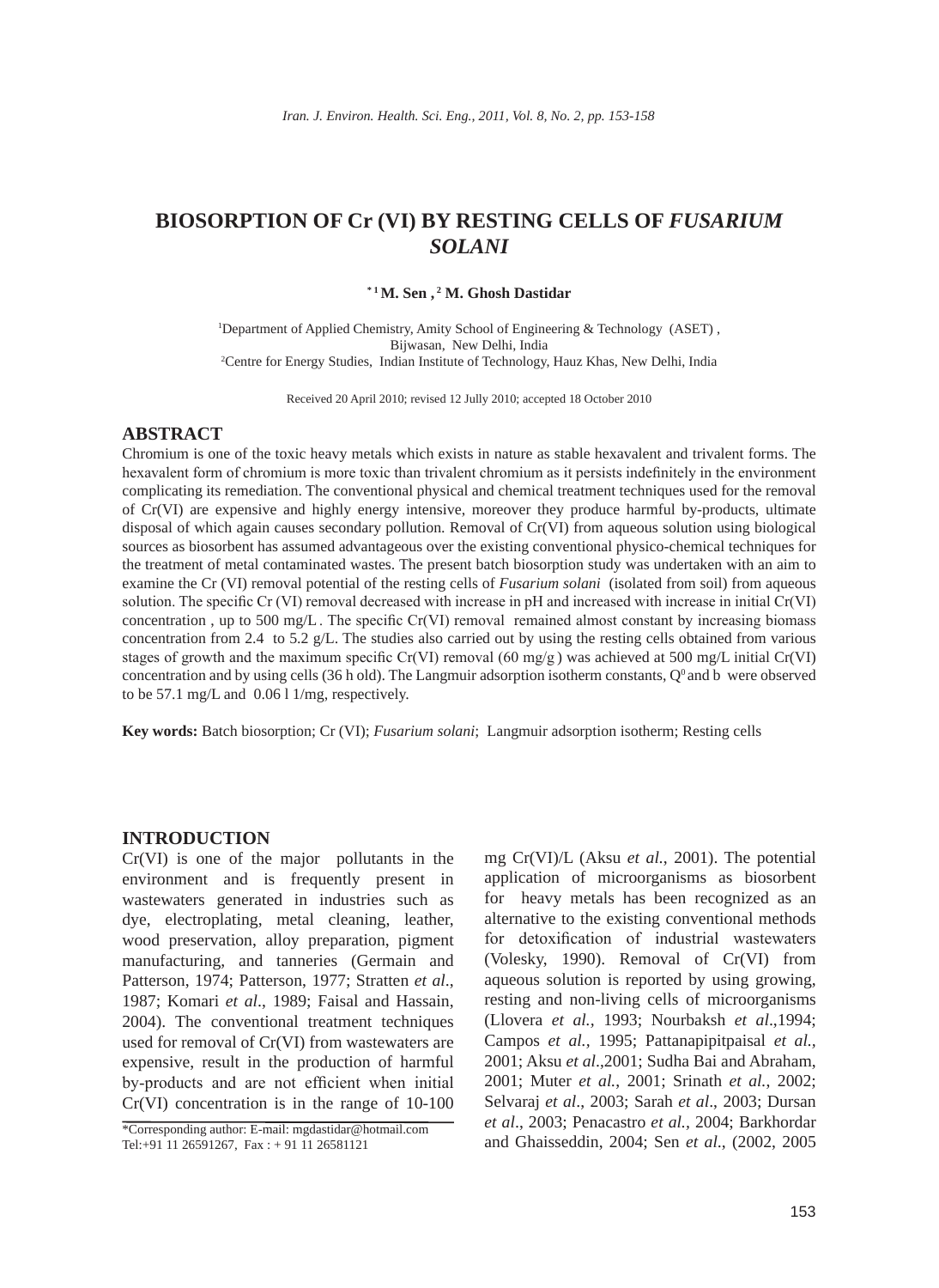# BIOSORPTION OF Cr (VI) BY RESTING CELLS OF *FUSARIUM SOLANI*

**[*1] M. Sen , [2] M. Ghosh Dastidar**

[1]Department of Applied Chemistry, Amity School of Engineering & Technology (ASET) , Bijwasan, New Delhi, India
[2]Centre for Energy Studies, Indian Institute of Technology, Hauz Khas, New Delhi, India

Received 20 April 2010; revised 12 Jully 2010; accepted 18 October 2010

## ABSTRACT

Chromium is one of the toxic heavy metals which exists in nature as stable hexavalent and trivalent forms. The hexavalent form of chromium is more toxic than trivalent chromium as it persists indefinitely in the environment complicating its remediation. The conventional physical and chemical treatment techniques used for the removal of Cr(VI) are expensive and highly energy intensive, moreover they produce harmful by-products, ultimate disposal of which again causes secondary pollution. Removal of Cr(VI) from aqueous solution using biological sources as biosorbent has assumed advantageous over the existing conventional physico-chemical techniques for the treatment of metal contaminated wastes. The present batch biosorption study was undertaken with an aim to examine the Cr (VI) removal potential of the resting cells of *Fusarium solani* (isolated from soil) from aqueous solution. The specific Cr (VI) removal decreased with increase in pH and increased with increase in initial Cr(VI) concentration , up to 500 mg/L . The specific Cr(VI) removal remained almost constant by increasing biomass concentration from 2.4 to 5.2 g/L. The studies also carried out by using the resting cells obtained from various stages of growth and the maximum specific Cr(VI) removal (60 mg/g ) was achieved at 500 mg/L initial Cr(VI) concentration and by using cells (36 h old). The Langmuir adsorption isotherm constants, $Q^0$ and b were observed to be 57.1 mg/L and 0.06 l 1/mg, respectively.

**Key words:** Batch biosorption; Cr (VI); *Fusarium solani*; Langmuir adsorption isotherm; Resting cells

## INTRODUCTION

Cr(VI) is one of the major pollutants in the environment and is frequently present in wastewaters generated in industries such as dye, electroplating, metal cleaning, leather, wood preservation, alloy preparation, pigment manufacturing, and tanneries (Germain and Patterson, 1974; Patterson, 1977; Stratten *et al*., 1987; Komari *et al*., 1989; Faisal and Hassain, 2004). The conventional treatment techniques used for removal of Cr(VI) from wastewaters are expensive, result in the production of harmful by-products and are not efficient when initial Cr(VI) concentration is in the range of 10-100 mg Cr(VI)/L (Aksu *et al.*, 2001). The potential application of microorganisms as biosorbent for heavy metals has been recognized as an alternative to the existing conventional methods for detoxification of industrial wastewaters (Volesky, 1990). Removal of Cr(VI) from aqueous solution is reported by using growing, resting and non-living cells of microorganisms (Llovera *et al.*, 1993; Nourbaksh *et al*.,1994; Campos *et al.*, 1995; Pattanapipitpaisal *et al.*, 2001; Aksu *et al*.,2001; Sudha Bai and Abraham, 2001; Muter *et al.*, 2001; Srinath *et al.*, 2002; Selvaraj *et al*., 2003; Sarah *et al*., 2003; Dursan *et al*., 2003; Penacastro *et al.*, 2004; Barkhordar and Ghaisseddin, 2004; Sen *et al*., (2002, 2005

*Corresponding author: E-mail: mgdastidar@hotmail.com
Tel:+91 11 26591267, Fax : + 91 11 26581121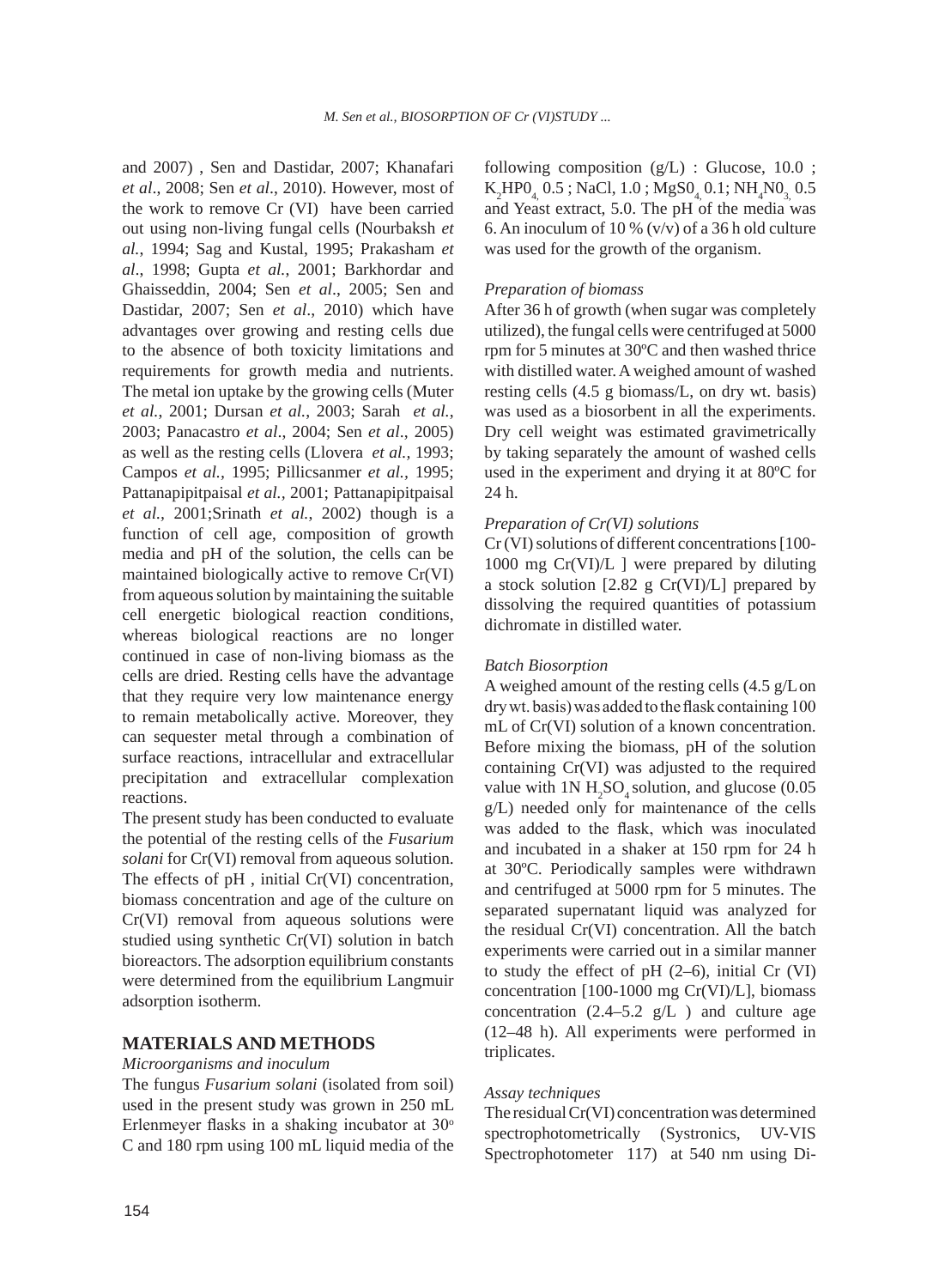and 2007) , Sen and Dastidar, 2007; Khanafari *et al*., 2008; Sen *et al*., 2010). However, most of the work to remove Cr (VI) have been carried out using non-living fungal cells (Nourbaksh *et al.*, 1994; Sag and Kustal, 1995; Prakasham *et al*., 1998; Gupta *et al.*, 2001; Barkhordar and Ghaisseddin, 2004; Sen *et al*., 2005; Sen and Dastidar, 2007; Sen *et al*., 2010) which have advantages over growing and resting cells due to the absence of both toxicity limitations and requirements for growth media and nutrients. The metal ion uptake by the growing cells (Muter *et al.*, 2001; Dursan *et al.*, 2003; Sarah *et al.*, 2003; Panacastro *et al*., 2004; Sen *et al*., 2005) as well as the resting cells (Llovera *et al.,* 1993; Campos *et al.,* 1995; Pillicsanmer *et al.,* 1995; Pattanapipitpaisal *et al.,* 2001; Pattanapipitpaisal *et al.*, 2001;Srinath *et al.*, 2002) though is a function of cell age, composition of growth media and pH of the solution, the cells can be maintained biologically active to remove Cr(VI) from aqueous solution by maintaining the suitable cell energetic biological reaction conditions, whereas biological reactions are no longer continued in case of non-living biomass as the cells are dried. Resting cells have the advantage that they require very low maintenance energy to remain metabolically active. Moreover, they can sequester metal through a combination of surface reactions, intracellular and extracellular precipitation and extracellular complexation reactions.

The present study has been conducted to evaluate the potential of the resting cells of the *Fusarium solani* for Cr(VI) removal from aqueous solution. The effects of pH , initial Cr(VI) concentration, biomass concentration and age of the culture on Cr(VI) removal from aqueous solutions were studied using synthetic Cr(VI) solution in batch bioreactors. The adsorption equilibrium constants were determined from the equilibrium Langmuir adsorption isotherm.

## MATERIALS AND METHODS

*Microorganisms and inoculum*

The fungus *Fusarium solani* (isolated from soil) used in the present study was grown in 250 mL Erlenmeyer flasks in a shaking incubator at $30^{o}$ C and 180 rpm using 100 mL liquid media of the following composition (g/L) : Glucose, 10.0 ; $K_2HPO_4$ 0.5 ; NaCl, 1.0 ; $MgSO_4$ 0.1; $NH_4NO_3$ 0.5 and Yeast extract, 5.0. The pH of the media was 6. An inoculum of 10 % (v/v) of a 36 h old culture was used for the growth of the organism.

*Preparation of biomass*

After 36 h of growth (when sugar was completely utilized), the fungal cells were centrifuged at 5000 rpm for 5 minutes at 30ºC and then washed thrice with distilled water. A weighed amount of washed resting cells (4.5 g biomass/L, on dry wt. basis) was used as a biosorbent in all the experiments. Dry cell weight was estimated gravimetrically by taking separately the amount of washed cells used in the experiment and drying it at 80ºC for 24 h.

*Preparation of Cr(VI) solutions*

Cr (VI) solutions of different concentrations [100-1000 mg Cr(VI)/L ] were prepared by diluting a stock solution [2.82 g Cr(VI)/L] prepared by dissolving the required quantities of potassium dichromate in distilled water.

*Batch Biosorption*

A weighed amount of the resting cells (4.5 g/L on dry wt. basis) was added to the flask containing 100 mL of Cr(VI) solution of a known concentration. Before mixing the biomass, pH of the solution containing Cr(VI) was adjusted to the required value with 1N $H_2SO_4$ solution, and glucose (0.05 g/L) needed only for maintenance of the cells was added to the flask, which was inoculated and incubated in a shaker at 150 rpm for 24 h at 30ºC. Periodically samples were withdrawn and centrifuged at 5000 rpm for 5 minutes. The separated supernatant liquid was analyzed for the residual Cr(VI) concentration. All the batch experiments were carried out in a similar manner to study the effect of pH (2–6), initial Cr (VI) concentration [100-1000 mg Cr(VI)/L], biomass concentration (2.4–5.2 g/L ) and culture age (12–48 h). All experiments were performed in triplicates.

*Assay techniques*

The residual Cr(VI) concentration was determined spectrophotometrically (Systronics, UV-VIS Spectrophotometer 117) at 540 nm using Di-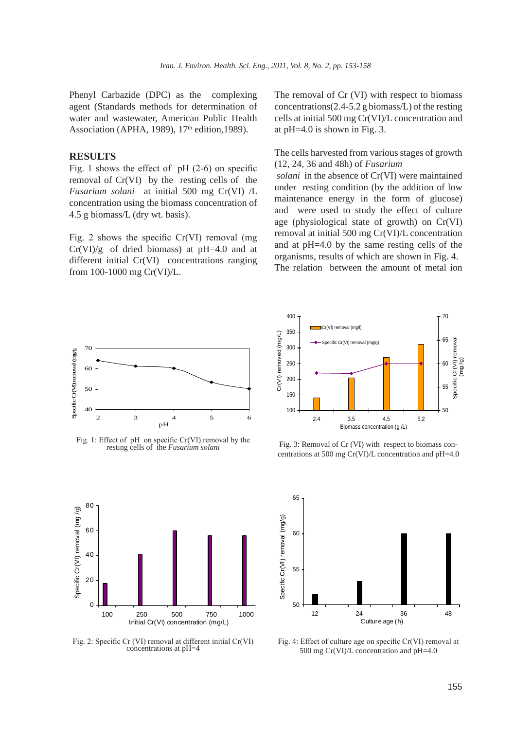Phenyl Carbazide (DPC) as the complexing agent (Standards methods for determination of water and wastewater, American Public Health Association (APHA, 1989), 17th edition,1989).

## RESULTS

Fig. 1 shows the effect of pH (2-6) on specific removal of Cr(VI) by the resting cells of the *Fusarium solani* at initial 500 mg Cr(VI) /L concentration using the biomass concentration of 4.5 g biomass/L (dry wt. basis).

Fig. 2 shows the specific Cr(VI) removal (mg Cr(VI)/g of dried biomass) at pH=4.0 and at different initial Cr(VI) concentrations ranging from 100-1000 mg Cr(VI)/L.

The removal of Cr (VI) with respect to biomass concentrations(2.4-5.2 g biomass/L) of the resting cells at initial 500 mg Cr(VI)/L concentration and at pH=4.0 is shown in Fig. 3.

The cells harvested from various stages of growth (12, 24, 36 and 48h) of *Fusarium solani* in the absence of Cr(VI) were maintained under resting condition (by the addition of low maintenance energy in the form of glucose) and were used to study the effect of culture age (physiological state of growth) on Cr(VI) removal at initial 500 mg Cr(VI)/L concentration and at pH=4.0 by the same resting cells of the organisms, results of which are shown in Fig. 4. The relation between the amount of metal ion

Fig. 1: Effect of pH on specific Cr(VI) removal by the resting cells of the *Fusarium solani*

Fig. 3: Removal of Cr (VI) with respect to biomass concentrations at 500 mg Cr(VI)/L concentration and pH=4.0

Fig. 2: Specific Cr (VI) removal at different initial Cr(VI) concentrations at pH=4

Fig. 4: Effect of culture age on specific Cr(VI) removal at 500 mg Cr(VI)/L concentration and pH=4.0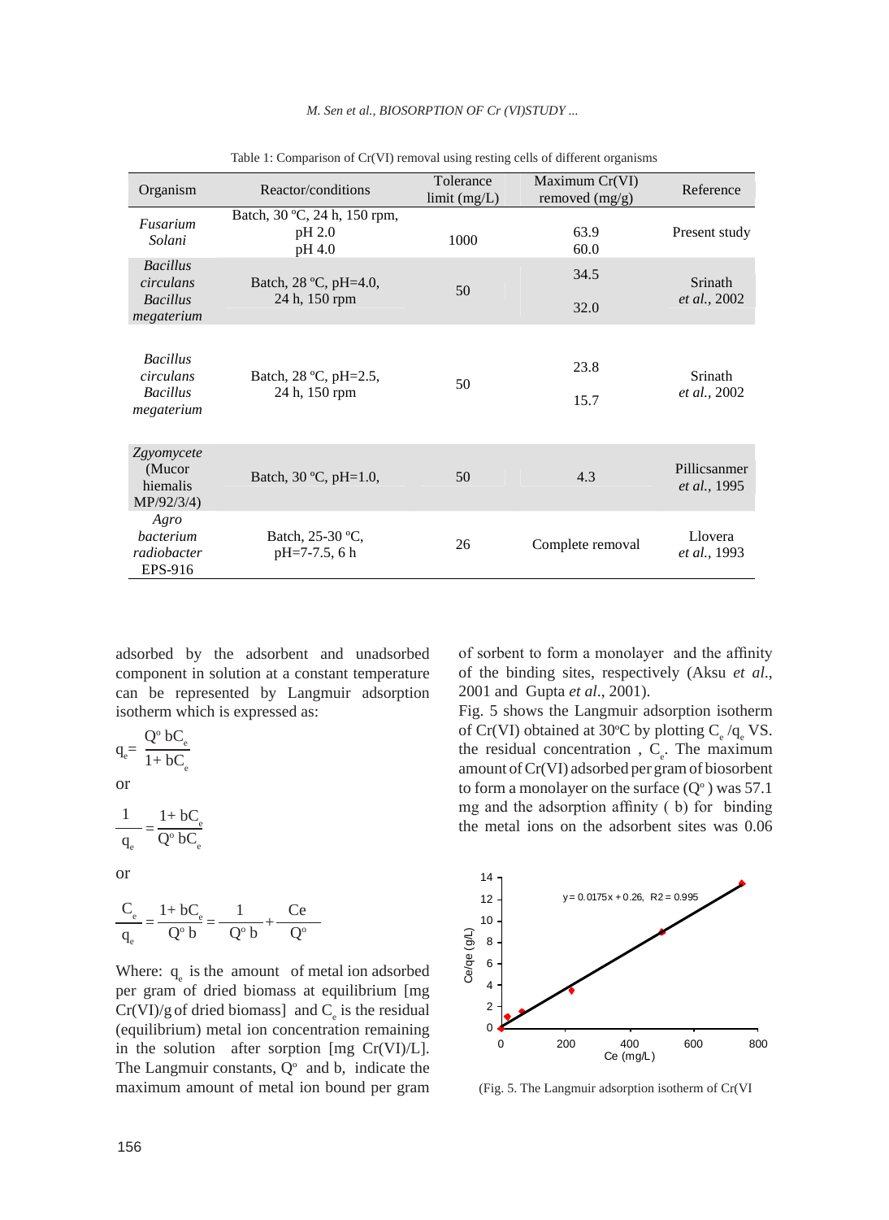Table 1: Comparison of Cr(VI) removal using resting cells of different organisms

| Organism | Reactor/conditions | Tolerance limit (mg/L) | Maximum Cr(VI) removed (mg/g) | Reference |
|---|---|---|---|---|
| *Fusarium Solani* | Batch, 30 ºC, 24 h, 150 rpm, pH 2.0 pH 4.0 | 1000 | 63.9 60.0 | Present study |
| *Bacillus circulans* *Bacillus megaterium* | Batch, 28 ºC, pH=4.0, 24 h, 150 rpm | 50 | 34.5 32.0 | Srinath *et al.*, 2002 |
| *Bacillus circulans* *Bacillus megaterium* | Batch, 28 ºC, pH=2.5, 24 h, 150 rpm | 50 | 23.8 15.7 | Srinath *et al.*, 2002 |
| *Zgyomycete* (Mucor hiemalis MP/92/3/4) | Batch, 30 ºC, pH=1.0, | 50 | 4.3 | Pillicsanmer *et al.*, 1995 |
| *Agro bacterium radiobacter* EPS-916 | Batch, 25-30 ºC, pH=7-7.5, 6 h | 26 | Complete removal | Llovera *et al.*, 1993 |

adsorbed by the adsorbent and unadsorbed component in solution at a constant temperature can be represented by Langmuir adsorption isotherm which is expressed as:

$$q_e = \frac{Q^o b C_e}{1 + bC_e}$$

or

$$\frac{1}{q_e} = \frac{1 + bC_e}{Q^o b C_e}$$

or

$$\frac{C_e}{q_e} = \frac{1 + bC_e}{Q^o b} = \frac{1}{Q^o b} + \frac{Ce}{Q^o}$$

Where: $q_e$ is the amount of metal ion adsorbed per gram of dried biomass at equilibrium [mg Cr(VI)/g of dried biomass] and $C_e$ is the residual (equilibrium) metal ion concentration remaining in the solution after sorption [mg Cr(VI)/L]. The Langmuir constants, $Q^o$ and b, indicate the maximum amount of metal ion bound per gram of sorbent to form a monolayer and the affinity of the binding sites, respectively (Aksu *et al.*, 2001 and Gupta *et al.*, 2001).

Fig. 5 shows the Langmuir adsorption isotherm of Cr(VI) obtained at 30ºC by plotting $C_e/q_e$ VS. the residual concentration, $C_e$. The maximum amount of Cr(VI) adsorbed per gram of biosorbent to form a monolayer on the surface ($Q^o$) was 57.1 mg and the adsorption affinity (b) for binding the metal ions on the adsorbent sites was 0.06

(Fig. 5. The Langmuir adsorption isotherm of Cr(VI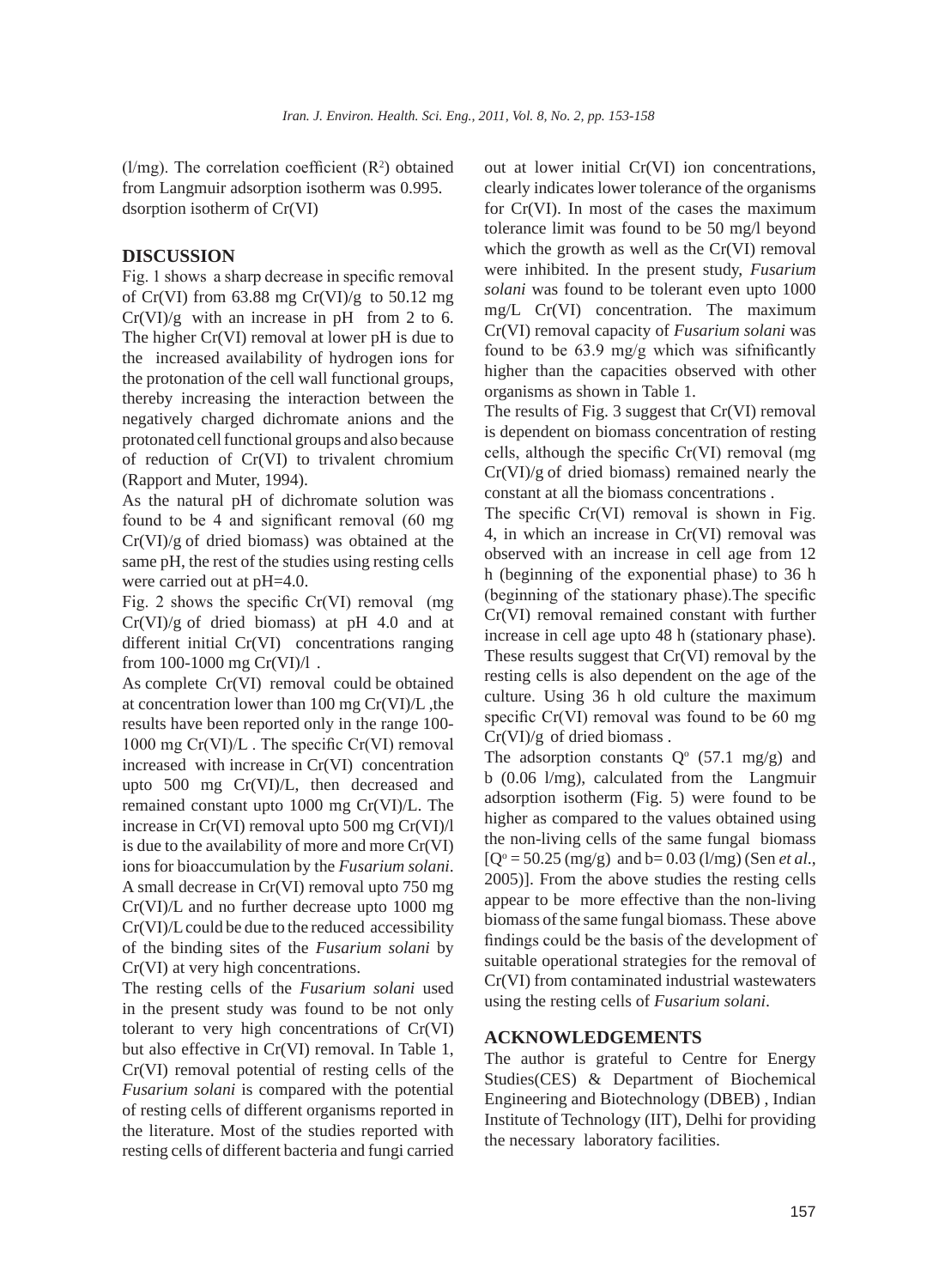(l/mg). The correlation coefficient ($R^2$) obtained from Langmuir adsorption isotherm was 0.995.
dsorption isotherm of Cr(VI)

## DISCUSSION

Fig. 1 shows a sharp decrease in specific removal of Cr(VI) from 63.88 mg Cr(VI)/g to 50.12 mg Cr(VI)/g with an increase in pH from 2 to 6. The higher Cr(VI) removal at lower pH is due to the increased availability of hydrogen ions for the protonation of the cell wall functional groups, thereby increasing the interaction between the negatively charged dichromate anions and the protonated cell functional groups and also because of reduction of Cr(VI) to trivalent chromium (Rapport and Muter, 1994).

As the natural pH of dichromate solution was found to be 4 and significant removal (60 mg Cr(VI)/g of dried biomass) was obtained at the same pH, the rest of the studies using resting cells were carried out at pH=4.0.

Fig. 2 shows the specific Cr(VI) removal (mg Cr(VI)/g of dried biomass) at pH 4.0 and at different initial Cr(VI) concentrations ranging from 100-1000 mg Cr(VI)/l .

As complete Cr(VI) removal could be obtained at concentration lower than 100 mg Cr(VI)/L ,the results have been reported only in the range 100-1000 mg Cr(VI)/L . The specific Cr(VI) removal increased with increase in Cr(VI) concentration upto 500 mg Cr(VI)/L, then decreased and remained constant upto 1000 mg Cr(VI)/L. The increase in Cr(VI) removal upto 500 mg Cr(VI)/l is due to the availability of more and more Cr(VI) ions for bioaccumulation by the *Fusarium solani*. A small decrease in Cr(VI) removal upto 750 mg Cr(VI)/L and no further decrease upto 1000 mg Cr(VI)/L could be due to the reduced accessibility of the binding sites of the *Fusarium solani* by Cr(VI) at very high concentrations.

The resting cells of the *Fusarium solani* used in the present study was found to be not only tolerant to very high concentrations of Cr(VI) but also effective in Cr(VI) removal. In Table 1, Cr(VI) removal potential of resting cells of the *Fusarium solani* is compared with the potential of resting cells of different organisms reported in the literature. Most of the studies reported with resting cells of different bacteria and fungi carried out at lower initial Cr(VI) ion concentrations, clearly indicates lower tolerance of the organisms for Cr(VI). In most of the cases the maximum tolerance limit was found to be 50 mg/l beyond which the growth as well as the Cr(VI) removal were inhibited. In the present study, *Fusarium solani* was found to be tolerant even upto 1000 mg/L Cr(VI) concentration. The maximum Cr(VI) removal capacity of *Fusarium solani* was found to be 63.9 mg/g which was sifnificantly higher than the capacities observed with other organisms as shown in Table 1.

The results of Fig. 3 suggest that Cr(VI) removal is dependent on biomass concentration of resting cells, although the specific Cr(VI) removal (mg Cr(VI)/g of dried biomass) remained nearly the constant at all the biomass concentrations .

The specific Cr(VI) removal is shown in Fig. 4, in which an increase in Cr(VI) removal was observed with an increase in cell age from 12 h (beginning of the exponential phase) to 36 h (beginning of the stationary phase).The specific Cr(VI) removal remained constant with further increase in cell age upto 48 h (stationary phase). These results suggest that Cr(VI) removal by the resting cells is also dependent on the age of the culture. Using 36 h old culture the maximum specific Cr(VI) removal was found to be 60 mg Cr(VI)/g of dried biomass .

The adsorption constants $Q^o$ (57.1 mg/g) and b (0.06 l/mg), calculated from the Langmuir adsorption isotherm (Fig. 5) were found to be higher as compared to the values obtained using the non-living cells of the same fungal biomass [$Q^o$ = 50.25 (mg/g) and b= 0.03 (l/mg) (Sen *et al.*, 2005)]. From the above studies the resting cells appear to be more effective than the non-living biomass of the same fungal biomass. These above findings could be the basis of the development of suitable operational strategies for the removal of Cr(VI) from contaminated industrial wastewaters using the resting cells of *Fusarium solani*.

## ACKNOWLEDGEMENTS

The author is grateful to Centre for Energy Studies(CES) & Department of Biochemical Engineering and Biotechnology (DBEB) , Indian Institute of Technology (IIT), Delhi for providing the necessary laboratory facilities.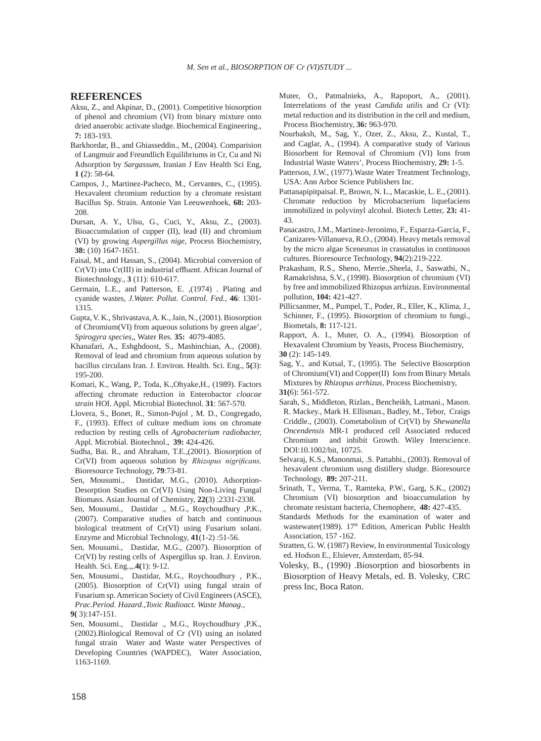## REFERENCES

Aksu, Z., and Akpinar, D., (2001). Competitive biosorption of phenol and chromium (VI) from binary mixture onto dried anaerobic activate sludge. Biochemical Engineering., **7:** 183-193.

Barkhordar, B., and Ghiasseddin., M., (2004). Comparision of Langmuir and Freundlich Equilibriums in Cr, Cu and Ni Adsorption by *Sargassum*, Iranian J Env Health Sci Eng, **1 (**2): 58-64.

Campos, J., Martinez-Pacheco, M., Cervantes, C., (1995). Hexavalent chromium reduction by a chromate resistant Bacillus Sp. Strain. Antonie Van Leeuwenhoek, **68:** 203-208.

Dursan, A. Y., Ulsu, G., Cuci, Y., Aksu, Z., (2003). Bioaccumulation of cupper (II), lead (II) and chromium (VI) by growing *Aspergillus nige*, Process Biochemistry, **38:** (10) 1647-1651.

Faisal, M., and Hassan, S., (2004). Microbial conversion of Cr(VI) into Cr(III) in industrial effluent. African Journal of Biotechnology., **3** (11): 610-617.

Germain, L.E., and Patterson, E. ,(1974) . Plating and cyanide wastes, *J.Water. Pollut. Control. Fed.*, **46**: 1301-1315.

Gupta, V. K., Shrivastava, A. K., Jain, N., (2001). Biosorption of Chromium(VI) from aqueous solutions by green algae', *Spirogyra species*,, Water Res. **35:** 4079-4085.

Khanafari, A., Eshghdoost, S., Mashinchian, A., (2008). Removal of lead and chromium from aqueous solution by bacillus circulans Iran. J. Environ. Health. Sci. Eng., **5(**3): 195-200.

Komari, K., Wang, P., Toda, K.,Ohyake,H., (1989). Factors affecting chromate reduction in Enterobactor *cloacae strain* HOI. Appl. Microbial Biotechnol. **31**: 567-570.

Llovera, S., Bonet, R., Simon-Pujol , M. D., Congregado, F., (1993). Effect of culture medium ions on chromate reduction by resting cells of *Agrobacterium radiobacter*, Appl. Microbial. Biotechnol., **39:** 424-426.

Sudha, Bai. R., and Abraham, T.E.,(2001). Biosorption of Cr(VI) from aqueous solution by *Rhizopus nigrificans,* Bioresource Technology, **79**:73-81.

Sen, Mousumi., Dastidar, M.G., (2010). Adsorption-Desorption Studies on Cr(VI) Using Non-Living Fungal Biomass. Asian Journal of Chemistry, **22(**3) :2331-2338.

Sen, Mousumi., Dastidar ., M.G., Roychoudhury ,P.K., (2007). Comparative studies of batch and continuous biological treatment of Cr(VI) using Fusarium solani. Enzyme and Microbial Technology, **41**(1-2) :51-56.

Sen, Mousumi., Dastidar, M.G., (2007). Biosorption of Cr(VI) by resting cells of Aspergillus sp. Iran. J. Environ. Health. Sci. Eng.,,.**4(**1): 9-12.

Sen, Mousumi., Dastidar, M.G., Roychoudhury , P.K., (2005). Biosorption of Cr(VI) using fungal strain of Fusarium sp. American Society of Civil Engineers (ASCE), *Prac.Period. Hazard.,Toxic Radioact. Waste Manag.*, **9(** 3):147-151.

Sen, Mousumi., Dastidar ., M.G., Roychoudhury ,P.K., (2002).Biological Removal of Cr (VI) using an isolated fungal strain Water and Waste water Perspectives of Developing Countries (WAPDEC), Water Association, 1163-1169.

Muter, O., Patmalnieks, A., Rapoport, A., (2001). Interrelations of the yeast *Candida utilis* and Cr (VI): metal reduction and its distribution in the cell and medium, Process Biochemistry, **36:** 963-970.

Nourbaksh, M., Sag, Y., Ozer, Z., Aksu, Z., Kustal, T., and Caglar, A., (1994). A comparative study of Various Biosorbent for Removal of Chromium (VI) Ions from Industrial Waste Waters', Process Biochemistry, **29:** 1-5.

Patterson, J.W., (1977).Waste Water Treatment Technology, USA: Ann Arbor Science Publishers Inc.

Pattanapipitpaisal. P,, Brown, N. L., Macaskie, L. E., (2001). Chromate reduction by Microbacterium liquefaciens immobilized in polyvinyl alcohol. Biotech Letter, **23:** 41-43.

Panacastro, J.M., Martinez-Jeronimo, F., Esparza-Garcia, F., Canizares-Villanueva, R.O., (2004). Heavy metals removal by the micro algae Sceneunus in crassatulus in continuous cultures. Bioresource Technology, **94**(2):219-222.

Prakasham, R.S., Sheno, Merrie.,Sheela, J., Saswathi, N., Ramakrishna, S.V., (1998). Biosorption of chromium (VI) by free and immobilized Rhizopus arrhizus. Environmental pollution, **104:** 421-427.

Pillicsanmer, M., Pumpel, T., Poder, R., Eller, K., Klima, J., Schinner, F., (1995). Biosorption of chromium to fungi., Biometals, **8:** 117-121.

Rapport, A. I., Muter, O. A., (1994). Biosorption of Hexavalent Chromium by Yeasts, Process Biochemistry, **30** (2): 145-149.

Sag, Y., and Kutsal, T., (1995). The Selective Biosorption of Chromium(VI) and Copper(II) Ions from Binary Metals Mixtures by *Rhizopus arrhizus,* Process Biochemistry, **31(**6): 561-572.

Sarah, S., Middleton, Rizlan., Bencheikh, Latmani., Mason. R. Mackey., Mark H. Ellisman., Badley, M., Tebor, Craigs Criddle., (2003). Cometabolism of Cr(VI) by *Shewanella Oncendensis* MR-1 produced cell Associated reduced Chromium and inhibit Growth. Wiley Interscience. DOI:10.1002/bit, 10725.

Selvaraj, K.S., Manonmai, .S. Pattabhi., (2003). Removal of hexavalent chromium usng distillery sludge. Bioresource Technology, **89:** 207-211.

Srinath, T., Verma, T., Ramteka, P.W., Garg, S.K., (2002) Chromium (VI) biosorption and bioaccumulation by chromate resistant bacteria, Chemophere, **48:** 427-435.

Standards Methods for the examination of water and wastewater(1989). 17th Edition, American Public Health Association, 157 -162.

Stratten, G. W. (1987) Review, In environmental Toxicology ed. Hodson E., Elsiever, Amsterdam, 85-94.

Volesky, B., (1990) .Biosorption and biosorbents in Biosorption of Heavy Metals, ed. B. Volesky, CRC press Inc, Boca Raton.